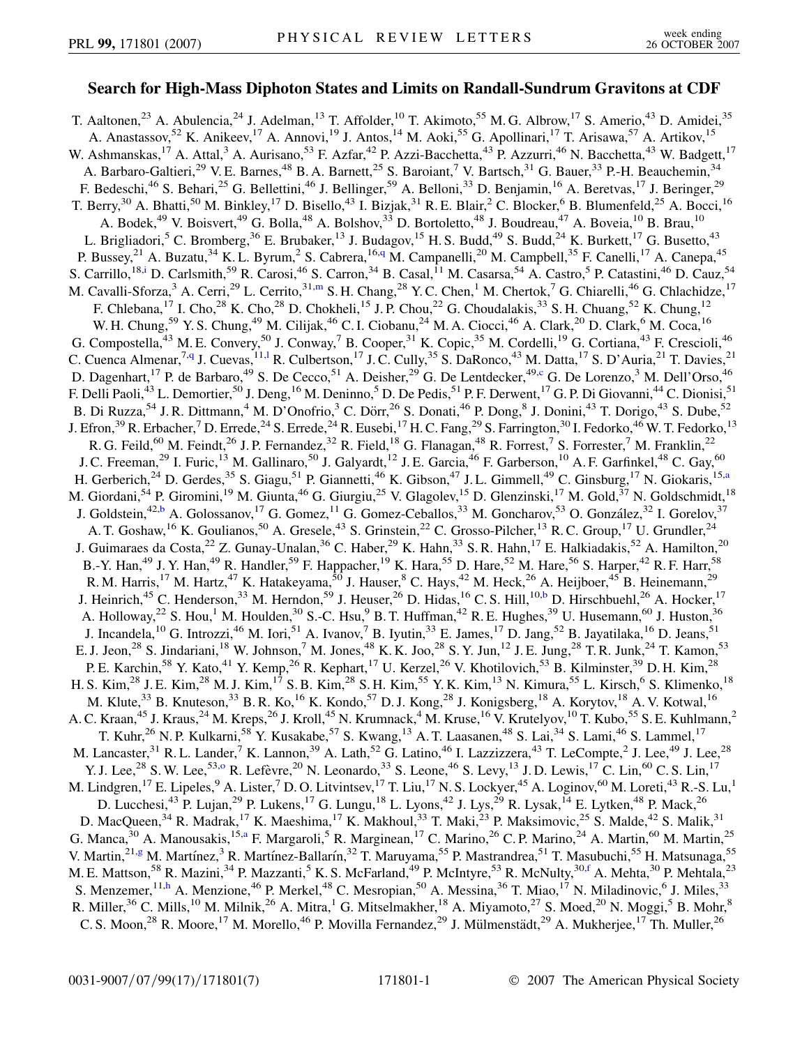# Search for High-Mass Diphoton States and Limits on Randall-Sundrum Gravitons at CDF

T. Aaltonen,[23] A. Abulencia,[24] J. Adelman,[13] T. Affolder,[10] T. Akimoto,[55] M. G. Albrow,[17] S. Amerio,[43] D. Amidei,[35] A. Anastassov,[52] K. Anikeev,[17] A. Annovi,[19] J. Antos,[14] M. Aoki,[55] G. Apollinari,[17] T. Arisawa,[57] A. Artikov,[15] W. Ashmanskas,[17] A. Attal,[3] A. Aurisano,[53] F. Azfar,[42] P. Azzi-Bacchetta,[43] P. Azzurri,[46] N. Bacchetta,[43] W. Badgett,[17] A. Barbaro-Galtieri,[29] V. E. Barnes,[48] B. A. Barnett,[25] S. Baroiant,[7] V. Bartsch,[31] G. Bauer,[33] P.-H. Beauchemin,[34] F. Bedeschi,[46] S. Behari,[25] G. Bellettini,[46] J. Bellinger,[59] A. Belloni,[33] D. Benjamin,[16] A. Beretvas,[17] J. Beringer,[29] T. Berry,[30] A. Bhatti,[50] M. Binkley,[17] D. Bisello,[43] I. Bizjak,[31] R. E. Blair,[2] C. Blocker,[6] B. Blumenfeld,[25] A. Bocci,[16] A. Bodek,[49] V. Boisvert,[49] G. Bolla,[48] A. Bolshov,[33] D. Bortoletto,[48] J. Boudreau,[47] A. Boveia,[10] B. Brau,[10] L. Brigliadori,[5] C. Bromberg,[36] E. Brubaker,[13] J. Budagov,[15] H. S. Budd,[49] S. Budd,[24] K. Burkett,[17] G. Busetto,[43] P. Bussey,[21] A. Buzatu,[34] K. L. Byrum,[2] S. Cabrera,[16,q] M. Campanelli,[20] M. Campbell,[35] F. Canelli,[17] A. Canepa,[45] S. Carrillo,[18,i] D. Carlsmith,[59] R. Carosi,[46] S. Carron,[34] B. Casal,[11] M. Casarsa,[54] A. Castro,[5] P. Catastini,[46] D. Cauz,[54] M. Cavalli-Sforza,[3] A. Cerri,[29] L. Cerrito,[31,m] S. H. Chang,[28] Y. C. Chen,[1] M. Chertok,[7] G. Chiarelli,[46] G. Chlachidze,[17] F. Chlebana,[17] I. Cho,[28] K. Cho,[28] D. Chokheli,[15] J. P. Chou,[22] G. Choudalakis,[33] S. H. Chuang,[52] K. Chung,[12] W. H. Chung,[59] Y. S. Chung,[49] M. Cilijak,[46] C. I. Ciobanu,[24] M. A. Ciocci,[46] A. Clark,[20] D. Clark,[6] M. Coca,[16] G. Compostella,[43] M. E. Convery,[50] J. Conway,[7] B. Cooper,[31] K. Copic,[35] M. Cordelli,[19] G. Cortiana,[43] F. Crescioli,[46] C. Cuenca Almenar,[7,q] J. Cuevas,[11,l] R. Culbertson,[17] J. C. Cully,[35] S. DaRonco,[43] M. Datta,[17] S. D'Auria,[21] T. Davies,[21] D. Dagenhart,[17] P. de Barbaro,[49] S. De Cecco,[51] A. Deisher,[29] G. De Lentdecker,[49,c] G. De Lorenzo,[3] M. Dell'Orso,[46] F. Delli Paoli,[43] L. Demortier,[50] J. Deng,[16] M. Deninno,[5] D. De Pedis,[51] P. F. Derwent,[17] G. P. Di Giovanni,[44] C. Dionisi,[51] B. Di Ruzza,[54] J. R. Dittmann,[4] M. D'Onofrio,[3] C. Dörr,[26] S. Donati,[46] P. Dong,[8] J. Donini,[43] T. Dorigo,[43] S. Dube,[52] J. Efron,[39] R. Erbacher,[7] D. Errede,[24] S. Errede,[24] R. Eusebi,[17] H. C. Fang,[29] S. Farrington,[30] I. Fedorko,[46] W. T. Fedorko,[13] R. G. Feild,[60] M. Feindt,[26] J. P. Fernandez,[32] R. Field,[18] G. Flanagan,[48] R. Forrest,[7] S. Forrester,[7] M. Franklin,[22] J. C. Freeman,[29] I. Furic,[13] M. Gallinaro,[50] J. Galyardt,[12] J. E. Garcia,[46] F. Garberson,[10] A. F. Garfinkel,[48] C. Gay,[60] H. Gerberich,[24] D. Gerdes,[35] S. Giagu,[51] P. Giannetti,[46] K. Gibson,[47] J. L. Gimmell,[49] C. Ginsburg,[17] N. Giokaris,[15,a] M. Giordani,[54] P. Giromini,[19] M. Giunta,[46] G. Giurgiu,[25] V. Glagolev,[15] D. Glenzinski,[17] M. Gold,[37] N. Goldschmidt,[18] J. Goldstein,[42,b] A. Golossanov,[17] G. Gomez,[11] G. Gomez-Ceballos,[33] M. Goncharov,[53] O. González,[32] I. Gorelov,[37] A. T. Goshaw,[16] K. Goulianos,[50] A. Gresele,[43] S. Grinstein,[22] C. Grosso-Pilcher,[13] R. C. Group,[17] U. Grundler,[24] J. Guimaraes da Costa,[22] Z. Gunay-Unalan,[36] C. Haber,[29] K. Hahn,[33] S. R. Hahn,[17] E. Halkiadakis,[52] A. Hamilton,[20] B.-Y. Han,[49] J. Y. Han,[49] R. Handler,[59] F. Happacher,[19] K. Hara,[55] D. Hare,[52] M. Hare,[56] S. Harper,[42] R. F. Harr,[58] R. M. Harris,[17] M. Hartz,[47] K. Hatakeyama,[50] J. Hauser,[8] C. Hays,[42] M. Heck,[26] A. Heijboer,[45] B. Heinemann,[29] J. Heinrich,[45] C. Henderson,[33] M. Herndon,[59] J. Heuser,[26] D. Hidas,[16] C. S. Hill,[10,b] D. Hirschbuehl,[26] A. Hocker,[17] A. Holloway,[22] S. Hou,[1] M. Houlden,[30] S.-C. Hsu,[9] B. T. Huffman,[42] R. E. Hughes,[39] U. Husemann,[60] J. Huston,[36] J. Incandela,[10] G. Introzzi,[46] M. Iori,[51] A. Ivanov,[7] B. Iyutin,[33] E. James,[17] D. Jang,[52] B. Jayatilaka,[16] D. Jeans,[51] E. J. Jeon,[28] S. Jindariani,[18] W. Johnson,[7] M. Jones,[48] K. K. Joo,[28] S. Y. Jun,[12] J. E. Jung,[28] T. R. Junk,[24] T. Kamon,[53] P. E. Karchin,[58] Y. Kato,[41] Y. Kemp,[26] R. Kephart,[17] U. Kerzel,[26] V. Khotilovich,[53] B. Kilminster,[39] D. H. Kim,[28] H. S. Kim,[28] J. E. Kim,[28] M. J. Kim,[17] S. B. Kim,[28] S. H. Kim,[55] Y. K. Kim,[13] N. Kimura,[55] L. Kirsch,[6] S. Klimenko,[18] M. Klute,[33] B. Knuteson,[33] B. R. Ko,[16] K. Kondo,[57] D. J. Kong,[28] J. Konigsberg,[18] A. Korytov,[18] A. V. Kotwal,[16] A. C. Kraan,[45] J. Kraus,[24] M. Kreps,[26] J. Kroll,[45] N. Krumnack,[4] M. Kruse,[16] V. Krutelyov,[10] T. Kubo,[55] S. E. Kuhlmann,[2] T. Kuhr,[26] N. P. Kulkarni,[58] Y. Kusakabe,[57] S. Kwang,[13] A. T. Laasanen,[48] S. Lai,[34] S. Lami,[46] S. Lammel,[17] M. Lancaster,[31] R. L. Lander,[7] K. Lannon,[39] A. Lath,[52] G. Latino,[46] I. Lazzizzera,[43] T. LeCompte,[2] J. Lee,[49] J. Lee,[28] Y. J. Lee,[28] S. W. Lee,[53,o] R. Lefèvre,[20] N. Leonardo,[33] S. Leone,[46] S. Levy,[13] J. D. Lewis,[17] C. Lin,[60] C. S. Lin,[17] M. Lindgren,[17] E. Lipeles,[9] A. Lister,[7] D. O. Litvintsev,[17] T. Liu,[17] N. S. Lockyer,[45] A. Loginov,[60] M. Loreti,[43] R.-S. Lu,[1] D. Lucchesi,[43] P. Lujan,[29] P. Lukens,[17] G. Lungu,[18] L. Lyons,[42] J. Lys,[29] R. Lysak,[14] E. Lytken,[48] P. Mack,[26] D. MacQueen,[34] R. Madrak,[17] K. Maeshima,[17] K. Makhoul,[33] T. Maki,[23] P. Maksimovic,[25] S. Malde,[42] S. Malik,[31] G. Manca,[30] A. Manousakis,[15,a] F. Margaroli,[5] R. Marginean,[17] C. Marino,[26] C. P. Marino,[24] A. Martin,[60] M. Martin,[25] V. Martin,[21,g] M. Martínez,[3] R. Martínez-Ballarín,[32] T. Maruyama,[55] P. Mastrandrea,[51] T. Masubuchi,[55] H. Matsunaga,[55] M. E. Mattson,[58] R. Mazini,[34] P. Mazzanti,[5] K. S. McFarland,[49] P. McIntyre,[53] R. McNulty,[30,f] A. Mehta,[30] P. Mehtala,[23] S. Menzemer,[11,h] A. Menzione,[46] P. Merkel,[48] C. Mesropian,[50] A. Messina,[36] T. Miao,[17] N. Miladinovic,[6] J. Miles,[33] R. Miller,[36] C. Mills,[10] M. Milnik,[26] A. Mitra,[1] G. Mitselmakher,[18] A. Miyamoto,[27] S. Moed,[20] N. Moggi,[5] B. Mohr,[8] C. S. Moon,[28] R. Moore,[17] M. Morello,[46] P. Movilla Fernandez,[29] J. Mülmenstädt,[29] A. Mukherjee,[17] Th. Muller,[26]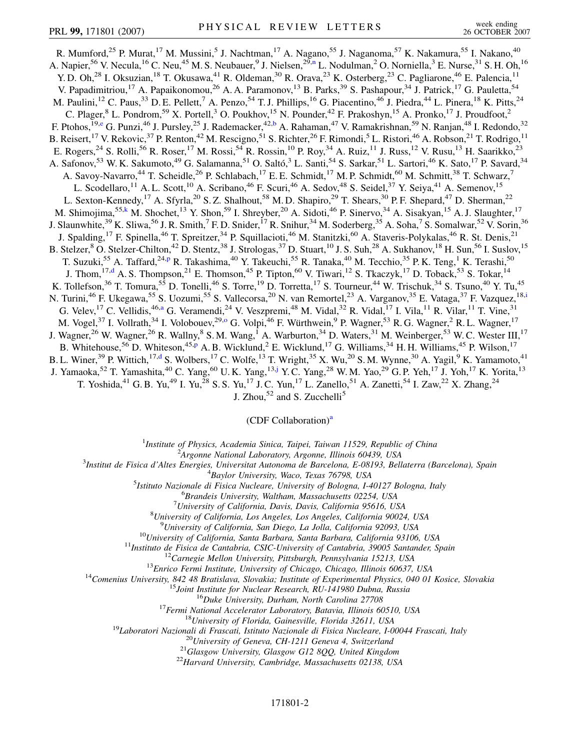R. Mumford,[25] P. Murat,[17] M. Mussini,[5] J. Nachtman,[17] A. Nagano,[55] J. Naganoma,[57] K. Nakamura,[55] I. Nakano,[40] A. Napier,[56] V. Necula,[16] C. Neu,[45] M. S. Neubauer,[9] J. Nielsen,[29,n] L. Nodulman,[2] O. Norniella,[3] E. Nurse,[31] S. H. Oh,[16] Y. D. Oh,[28] I. Oksuzian,[18] T. Okusawa,[41] R. Oldeman,[30] R. Orava,[23] K. Osterberg,[23] C. Pagliarone,[46] E. Palencia,[11] V. Papadimitriou,[17] A. Papaikonomou,[26] A. A. Paramonov,[13] B. Parks,[39] S. Pashapour,[34] J. Patrick,[17] G. Pauletta,[54] M. Paulini,[12] C. Paus,[33] D. E. Pellett,[7] A. Penzo,[54] T. J. Phillips,[16] G. Piacentino,[46] J. Piedra,[44] L. Pinera,[18] K. Pitts,[24] C. Plager,[8] L. Pondrom,[59] X. Portell,[3] O. Poukhov,[15] N. Pounder,[42] F. Prakoshyn,[15] A. Pronko,[17] J. Proudfoot,[2] F. Ptohos,[19,e] G. Punzi,[46] J. Pursley,[25] J. Rademacker,[42,b] A. Rahaman,[47] V. Ramakrishnan,[59] N. Ranjan,[48] I. Redondo,[32] B. Reisert,[17] V. Rekovic,[37] P. Renton,[42] M. Rescigno,[51] S. Richter,[26] F. Rimondi,[5] L. Ristori,[46] A. Robson,[21] T. Rodrigo,[11] E. Rogers,[24] S. Rolli,[56] R. Roser,[17] M. Rossi,[54] R. Rossin,[10] P. Roy,[34] A. Ruiz,[11] J. Russ,[12] V. Rusu,[13] H. Saarikko,[23] A. Safonov,[53] W. K. Sakumoto,[49] G. Salamanna,[51] O. Saltó,[3] L. Santi,[54] S. Sarkar,[51] L. Sartori,[46] K. Sato,[17] P. Savard,[34] A. Savoy-Navarro,[44] T. Scheidle,[26] P. Schlabach,[17] E. E. Schmidt,[17] M. P. Schmidt,[60] M. Schmitt,[38] T. Schwarz,[7] L. Scodellaro,[11] A. L. Scott,[10] A. Scribano,[46] F. Scuri,[46] A. Sedov,[48] S. Seidel,[37] Y. Seiya,[41] A. Semenov,[15] L. Sexton-Kennedy,[17] A. Sfyrla,[20] S. Z. Shalhout,[58] M. D. Shapiro,[29] T. Shears,[30] P. F. Shepard,[47] D. Sherman,[22] M. Shimojima,[55,k] M. Shochet,[13] Y. Shon,[59] I. Shreyber,[20] A. Sidoti,[46] P. Sinervo,[34] A. Sisakyan,[15] A. J. Slaughter,[17] J. Slaunwhite,[39] K. Sliwa,[56] J. R. Smith,[7] F. D. Snider,[17] R. Snihur,[34] M. Soderberg,[35] A. Soha,[7] S. Somalwar,[52] V. Sorin,[36] J. Spalding,[17] F. Spinella,[46] T. Spreitzer,[34] P. Squillacioti,[46] M. Stanitzki,[60] A. Staveris-Polykalas,[46] R. St. Denis,[21] B. Stelzer,[8] O. Stelzer-Chilton,[42] D. Stentz,[38] J. Strologas,[37] D. Stuart,[10] J. S. Suh,[28] A. Sukhanov,[18] H. Sun,[56] I. Suslov,[15] T. Suzuki,[55] A. Taffard,[24,p] R. Takashima,[40] Y. Takeuchi,[55] R. Tanaka,[40] M. Tecchio,[35] P. K. Teng,[1] K. Terashi,[50] J. Thom,[17,d] A. S. Thompson,[21] E. Thomson,[45] P. Tipton,[60] V. Tiwari,[12] S. Tkaczyk,[17] D. Toback,[53] S. Tokar,[14] K. Tollefson,[36] T. Tomura,[55] D. Tonelli,[46] S. Torre,[19] D. Torretta,[17] S. Tourneur,[44] W. Trischuk,[34] S. Tsuno,[40] Y. Tu,[45] N. Turini,[46] F. Ukegawa,[55] S. Uozumi,[55] S. Vallecorsa,[20] N. van Remortel,[23] A. Varganov,[35] E. Vataga,[37] F. Vazquez,[18,i] G. Velev,[17] C. Vellidis,[46,a] G. Veramendi,[24] V. Veszpremi,[48] M. Vidal,[32] R. Vidal,[17] I. Vila,[11] R. Vilar,[11] T. Vine,[31] M. Vogel,[37] I. Vollrath,[34] I. Volobouev,[29,o] G. Volpi,[46] F. Würthwein,[9] P. Wagner,[53] R. G. Wagner,[2] R. L. Wagner,[17] J. Wagner,[26] W. Wagner,[26] R. Wallny,[8] S. M. Wang,[1] A. Warburton,[34] D. Waters,[31] M. Weinberger,[53] W. C. Wester III,[17] B. Whitehouse,[56] D. Whiteson,[45,p] A. B. Wicklund,[2] E. Wicklund,[17] G. Williams,[34] H. H. Williams,[45] P. Wilson,[17] B. L. Winer,[39] P. Wittich,[17,d] S. Wolbers,[17] C. Wolfe,[13] T. Wright,[35] X. Wu,[20] S. M. Wynne,[30] A. Yagil,[9] K. Yamamoto,[41] J. Yamaoka,[52] T. Yamashita,[40] C. Yang,[60] U. K. Yang,[13,j] Y. C. Yang,[28] W. M. Yao,[29] G. P. Yeh,[17] J. Yoh,[17] K. Yorita,[13] T. Yoshida,[41] G. B. Yu,[49] I. Yu,[28] S. S. Yu,[17] J. C. Yun,[17] L. Zanello,[51] A. Zanetti,[54] I. Zaw,[22] X. Zhang,[24] J. Zhou,[52] and S. Zucchelli[5]

(CDF Collaboration)[a]

[1]*Institute of Physics, Academia Sinica, Taipei, Taiwan 11529, Republic of China*
[2]*Argonne National Laboratory, Argonne, Illinois 60439, USA*
[3]*Institut de Fisica d'Altes Energies, Universitat Autonoma de Barcelona, E-08193, Bellaterra (Barcelona), Spain*
[4]*Baylor University, Waco, Texas 76798, USA*
[5]*Istituto Nazionale di Fisica Nucleare, University of Bologna, I-40127 Bologna, Italy*
[6]*Brandeis University, Waltham, Massachusetts 02254, USA*
[7]*University of California, Davis, Davis, California 95616, USA*
[8]*University of California, Los Angeles, Los Angeles, California 90024, USA*
[9]*University of California, San Diego, La Jolla, California 92093, USA*
[10]*University of California, Santa Barbara, Santa Barbara, California 93106, USA*
[11]*Instituto de Fisica de Cantabria, CSIC-University of Cantabria, 39005 Santander, Spain*
[12]*Carnegie Mellon University, Pittsburgh, Pennsylvania 15213, USA*
[13]*Enrico Fermi Institute, University of Chicago, Chicago, Illinois 60637, USA*
[14]*Comenius University, 842 48 Bratislava, Slovakia; Institute of Experimental Physics, 040 01 Kosice, Slovakia*
[15]*Joint Institute for Nuclear Research, RU-141980 Dubna, Russia*
[16]*Duke University, Durham, North Carolina 27708*
[17]*Fermi National Accelerator Laboratory, Batavia, Illinois 60510, USA*
[18]*University of Florida, Gainesville, Florida 32611, USA*
[19]*Laboratori Nazionali di Frascati, Istituto Nazionale di Fisica Nucleare, I-00044 Frascati, Italy*
[20]*University of Geneva, CH-1211 Geneva 4, Switzerland*
[21]*Glasgow University, Glasgow G12 8QQ, United Kingdom*
[22]*Harvard University, Cambridge, Massachusetts 02138, USA*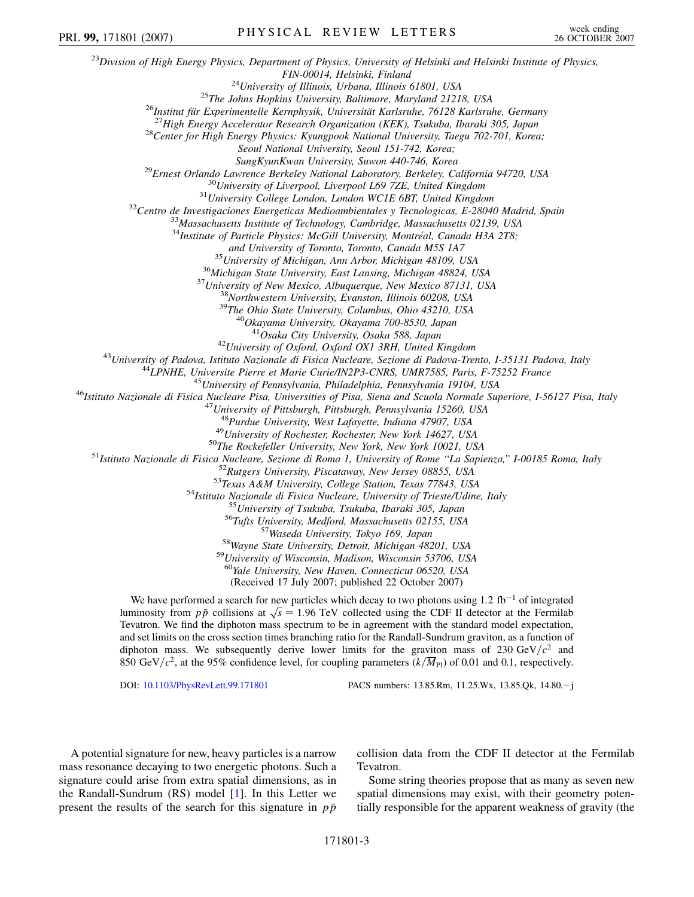[23]Division of High Energy Physics, Department of Physics, University of Helsinki and Helsinki Institute of Physics, FIN-00014, Helsinki, Finland
[24]University of Illinois, Urbana, Illinois 61801, USA
[25]The Johns Hopkins University, Baltimore, Maryland 21218, USA
[26]Institut für Experimentelle Kernphysik, Universität Karlsruhe, 76128 Karlsruhe, Germany
[27]High Energy Accelerator Research Organization (KEK), Tsukuba, Ibaraki 305, Japan
[28]Center for High Energy Physics: Kyungpook National University, Taegu 702-701, Korea; Seoul National University, Seoul 151-742, Korea; SungKyunKwan University, Suwon 440-746, Korea
[29]Ernest Orlando Lawrence Berkeley National Laboratory, Berkeley, California 94720, USA
[30]University of Liverpool, Liverpool L69 7ZE, United Kingdom
[31]University College London, London WC1E 6BT, United Kingdom
[32]Centro de Investigaciones Energeticas Medioambientales y Tecnologicas, E-28040 Madrid, Spain
[33]Massachusetts Institute of Technology, Cambridge, Massachusetts 02139, USA
[34]Institute of Particle Physics: McGill University, Montréal, Canada H3A 2T8; and University of Toronto, Toronto, Canada M5S 1A7
[35]University of Michigan, Ann Arbor, Michigan 48109, USA
[36]Michigan State University, East Lansing, Michigan 48824, USA
[37]University of New Mexico, Albuquerque, New Mexico 87131, USA
[38]Northwestern University, Evanston, Illinois 60208, USA
[39]The Ohio State University, Columbus, Ohio 43210, USA
[40]Okayama University, Okayama 700-8530, Japan
[41]Osaka City University, Osaka 588, Japan
[42]University of Oxford, Oxford OX1 3RH, United Kingdom
[43]University of Padova, Istituto Nazionale di Fisica Nucleare, Sezione di Padova-Trento, I-35131 Padova, Italy
[44]LPNHE, Universite Pierre et Marie Curie/IN2P3-CNRS, UMR7585, Paris, F-75252 France
[45]University of Pennsylvania, Philadelphia, Pennsylvania 19104, USA
[46]Istituto Nazionale di Fisica Nucleare Pisa, Universities of Pisa, Siena and Scuola Normale Superiore, I-56127 Pisa, Italy
[47]University of Pittsburgh, Pittsburgh, Pennsylvania 15260, USA
[48]Purdue University, West Lafayette, Indiana 47907, USA
[49]University of Rochester, Rochester, New York 14627, USA
[50]The Rockefeller University, New York, New York 10021, USA
[51]Istituto Nazionale di Fisica Nucleare, Sezione di Roma 1, University of Rome "La Sapienza," I-00185 Roma, Italy
[52]Rutgers University, Piscataway, New Jersey 08855, USA
[53]Texas A&M University, College Station, Texas 77843, USA
[54]Istituto Nazionale di Fisica Nucleare, University of Trieste/Udine, Italy
[55]University of Tsukuba, Tsukuba, Ibaraki 305, Japan
[56]Tufts University, Medford, Massachusetts 02155, USA
[57]Waseda University, Tokyo 169, Japan
[58]Wayne State University, Detroit, Michigan 48201, USA
[59]University of Wisconsin, Madison, Wisconsin 53706, USA
[60]Yale University, New Haven, Connecticut 06520, USA

(Received 17 July 2007; published 22 October 2007)

We have performed a search for new particles which decay to two photons using 1.2 $\mathrm{fb}^{-1}$ of integrated luminosity from $p\bar{p}$ collisions at $\sqrt{s} = 1.96$ TeV collected using the CDF II detector at the Fermilab Tevatron. We find the diphoton mass spectrum to be in agreement with the standard model expectation, and set limits on the cross section times branching ratio for the Randall-Sundrum graviton, as a function of diphoton mass. We subsequently derive lower limits for the graviton mass of 230 $\mathrm{GeV}/c^2$ and 850 $\mathrm{GeV}/c^2$, at the 95% confidence level, for coupling parameters ($k/\overline{M}_{\mathrm{Pl}}$) of 0.01 and 0.1, respectively.

DOI: 10.1103/PhysRevLett.99.171801 PACS numbers: 13.85.Rm, 11.25.Wx, 13.85.Qk, 14.80.−j

A potential signature for new, heavy particles is a narrow mass resonance decaying to two energetic photons. Such a signature could arise from extra spatial dimensions, as in the Randall-Sundrum (RS) model [1]. In this Letter we present the results of the search for this signature in $p\bar{p}$ collision data from the CDF II detector at the Fermilab Tevatron.

Some string theories propose that as many as seven new spatial dimensions may exist, with their geometry potentially responsible for the apparent weakness of gravity (the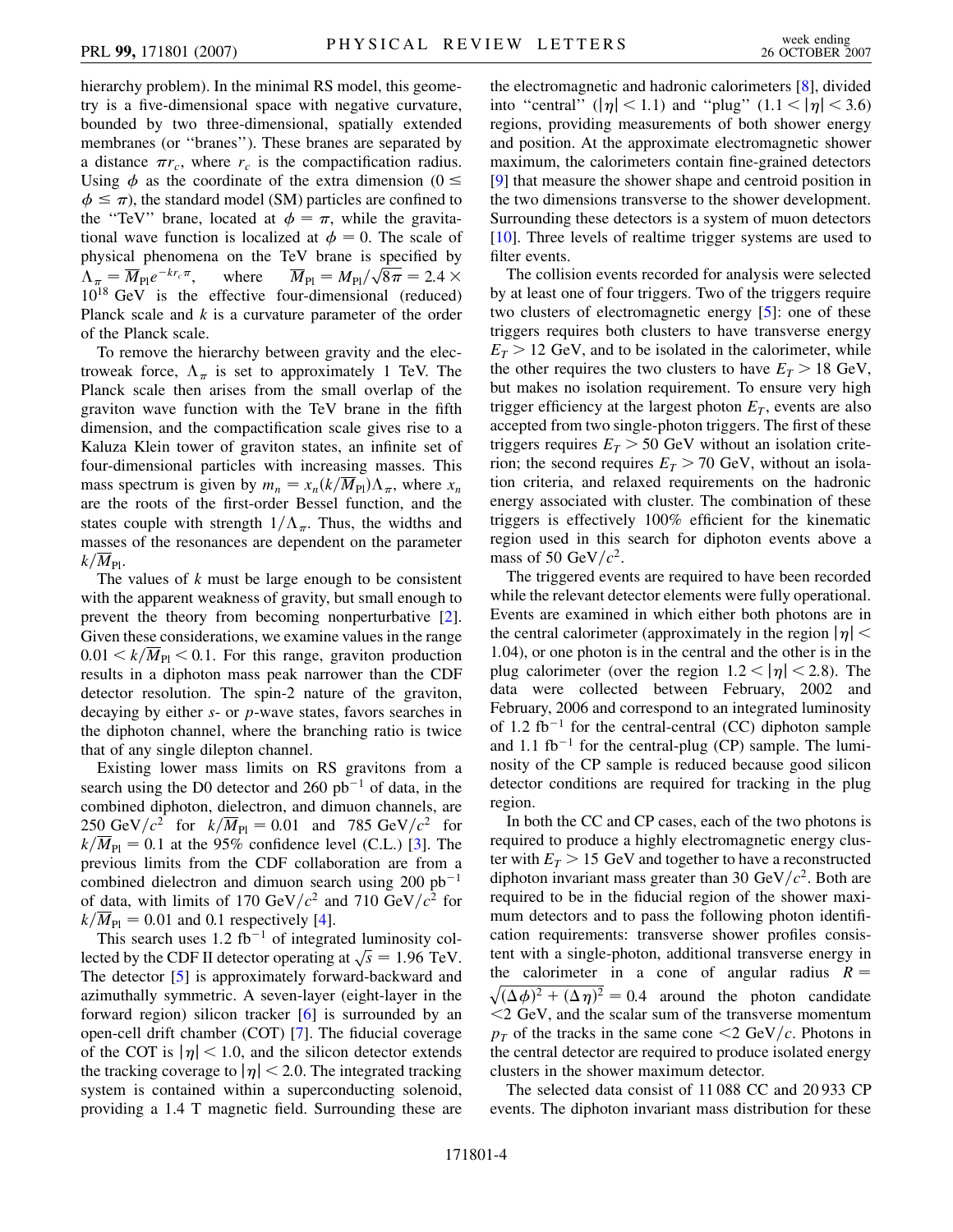hierarchy problem). In the minimal RS model, this geometry is a five-dimensional space with negative curvature, bounded by two three-dimensional, spatially extended membranes (or "branes"). These branes are separated by a distance $\pi r_c$, where $r_c$ is the compactification radius. Using $\phi$ as the coordinate of the extra dimension ($0 \leq \phi \leq \pi$), the standard model (SM) particles are confined to the "TeV" brane, located at $\phi = \pi$, while the gravitational wave function is localized at $\phi = 0$. The scale of physical phenomena on the TeV brane is specified by $\Lambda_\pi = \overline{M}_{\mathrm{Pl}} e^{-kr_c\pi}$, where $\overline{M}_{\mathrm{Pl}} = M_{\mathrm{Pl}}/\sqrt{8\pi} = 2.4 \times 10^{18}$ GeV is the effective four-dimensional (reduced) Planck scale and $k$ is a curvature parameter of the order of the Planck scale.

To remove the hierarchy between gravity and the electroweak force, $\Lambda_\pi$ is set to approximately 1 TeV. The Planck scale then arises from the small overlap of the graviton wave function with the TeV brane in the fifth dimension, and the compactification scale gives rise to a Kaluza Klein tower of graviton states, an infinite set of four-dimensional particles with increasing masses. This mass spectrum is given by $m_n = x_n(k/\overline{M}_{\mathrm{Pl}})\Lambda_\pi$, where $x_n$ are the roots of the first-order Bessel function, and the states couple with strength $1/\Lambda_\pi$. Thus, the widths and masses of the resonances are dependent on the parameter $k/\overline{M}_{\mathrm{Pl}}$.

The values of $k$ must be large enough to be consistent with the apparent weakness of gravity, but small enough to prevent the theory from becoming nonperturbative [2]. Given these considerations, we examine values in the range $0.01 < k/\overline{M}_{\mathrm{Pl}} < 0.1$. For this range, graviton production results in a diphoton mass peak narrower than the CDF detector resolution. The spin-2 nature of the graviton, decaying by either $s$- or $p$-wave states, favors searches in the diphoton channel, where the branching ratio is twice that of any single dilepton channel.

Existing lower mass limits on RS gravitons from a search using the D0 detector and 260 pb$^{-1}$ of data, in the combined diphoton, dielectron, and dimuon channels, are 250 GeV/$c^2$ for $k/\overline{M}_{\mathrm{Pl}} = 0.01$ and 785 GeV/$c^2$ for $k/\overline{M}_{\mathrm{Pl}} = 0.1$ at the 95% confidence level (C.L.) [3]. The previous limits from the CDF collaboration are from a combined dielectron and dimuon search using 200 pb$^{-1}$ of data, with limits of 170 GeV/$c^2$ and 710 GeV/$c^2$ for $k/\overline{M}_{\mathrm{Pl}} = 0.01$ and 0.1 respectively [4].

This search uses 1.2 fb$^{-1}$ of integrated luminosity collected by the CDF II detector operating at $\sqrt{s} = 1.96$ TeV. The detector [5] is approximately forward-backward and azimuthally symmetric. A seven-layer (eight-layer in the forward region) silicon tracker [6] is surrounded by an open-cell drift chamber (COT) [7]. The fiducial coverage of the COT is $|\eta| < 1.0$, and the silicon detector extends the tracking coverage to $|\eta| < 2.0$. The integrated tracking system is contained within a superconducting solenoid, providing a 1.4 T magnetic field. Surrounding these are the electromagnetic and hadronic calorimeters [8], divided into "central" ($|\eta| < 1.1$) and "plug" ($1.1 < |\eta| < 3.6$) regions, providing measurements of both shower energy and position. At the approximate electromagnetic shower maximum, the calorimeters contain fine-grained detectors [9] that measure the shower shape and centroid position in the two dimensions transverse to the shower development. Surrounding these detectors is a system of muon detectors [10]. Three levels of realtime trigger systems are used to filter events.

The collision events recorded for analysis were selected by at least one of four triggers. Two of the triggers require two clusters of electromagnetic energy [5]: one of these triggers requires both clusters to have transverse energy $E_T > 12$ GeV, and to be isolated in the calorimeter, while the other requires the two clusters to have $E_T > 18$ GeV, but makes no isolation requirement. To ensure very high trigger efficiency at the largest photon $E_T$, events are also accepted from two single-photon triggers. The first of these triggers requires $E_T > 50$ GeV without an isolation criterion; the second requires $E_T > 70$ GeV, without an isolation criteria, and relaxed requirements on the hadronic energy associated with cluster. The combination of these triggers is effectively 100% efficient for the kinematic region used in this search for diphoton events above a mass of 50 GeV/$c^2$.

The triggered events are required to have been recorded while the relevant detector elements were fully operational. Events are examined in which either both photons are in the central calorimeter (approximately in the region $|\eta| < 1.04$), or one photon is in the central and the other is in the plug calorimeter (over the region $1.2 < |\eta| < 2.8$). The data were collected between February, 2002 and February, 2006 and correspond to an integrated luminosity of 1.2 fb$^{-1}$ for the central-central (CC) diphoton sample and 1.1 fb$^{-1}$ for the central-plug (CP) sample. The luminosity of the CP sample is reduced because good silicon detector conditions are required for tracking in the plug region.

In both the CC and CP cases, each of the two photons is required to produce a highly electromagnetic energy cluster with $E_T > 15$ GeV and together to have a reconstructed diphoton invariant mass greater than 30 GeV/$c^2$. Both are required to be in the fiducial region of the shower maximum detectors and to pass the following photon identification requirements: transverse shower profiles consistent with a single-photon, additional transverse energy in the calorimeter in a cone of angular radius $R = \sqrt{(\Delta\phi)^2 + (\Delta\eta)^2} = 0.4$ around the photon candidate $<2$ GeV, and the scalar sum of the transverse momentum $p_T$ of the tracks in the same cone $<2$ GeV/$c$. Photons in the central detector are required to produce isolated energy clusters in the shower maximum detector.

The selected data consist of 11 088 CC and 20 933 CP events. The diphoton invariant mass distribution for these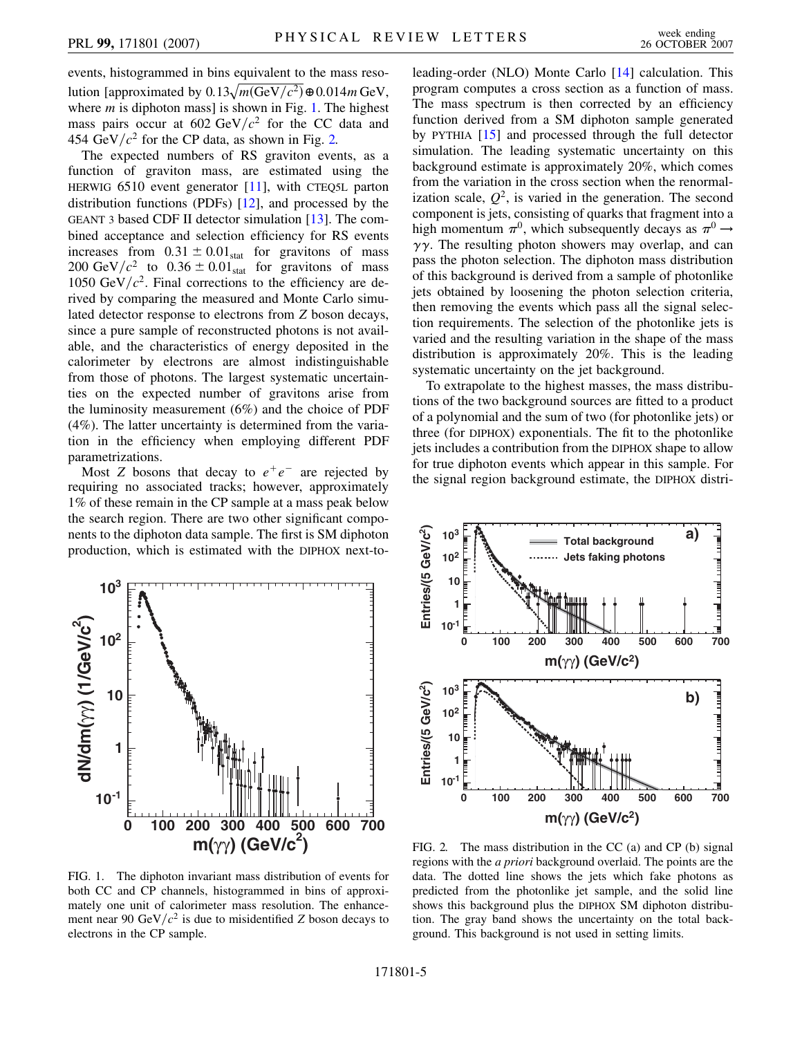events, histogrammed in bins equivalent to the mass resolution [approximated by $0.13\sqrt{m(\mathrm{GeV}/c^2)} \oplus 0.014m$ GeV, where $m$ is diphoton mass] is shown in Fig. 1. The highest mass pairs occur at 602 GeV/$c^2$ for the CC data and 454 GeV/$c^2$ for the CP data, as shown in Fig. 2.

The expected numbers of RS graviton events, as a function of graviton mass, are estimated using the HERWIG 6510 event generator [11], with CTEQ5L parton distribution functions (PDFs) [12], and processed by the GEANT 3 based CDF II detector simulation [13]. The combined acceptance and selection efficiency for RS events increases from $0.31 \pm 0.01_{\mathrm{stat}}$ for gravitons of mass 200 GeV/$c^2$ to $0.36 \pm 0.01_{\mathrm{stat}}$ for gravitons of mass 1050 GeV/$c^2$. Final corrections to the efficiency are derived by comparing the measured and Monte Carlo simulated detector response to electrons from $Z$ boson decays, since a pure sample of reconstructed photons is not available, and the characteristics of energy deposited in the calorimeter by electrons are almost indistinguishable from those of photons. The largest systematic uncertainties on the expected number of gravitons arise from the luminosity measurement (6%) and the choice of PDF (4%). The latter uncertainty is determined from the variation in the efficiency when employing different PDF parametrizations.

Most $Z$ bosons that decay to $e^+e^-$ are rejected by requiring no associated tracks; however, approximately 1% of these remain in the CP sample at a mass peak below the search region. There are two other significant components to the diphoton data sample. The first is SM diphoton production, which is estimated with the DIPHOX next-to-leading-order (NLO) Monte Carlo [14] calculation. This program computes a cross section as a function of mass. The mass spectrum is then corrected by an efficiency function derived from a SM diphoton sample generated by PYTHIA [15] and processed through the full detector simulation. The leading systematic uncertainty on this background estimate is approximately 20%, which comes from the variation in the cross section when the renormalization scale, $Q^2$, is varied in the generation. The second component is jets, consisting of quarks that fragment into a high momentum $\pi^0$, which subsequently decays as $\pi^0 \to \gamma\gamma$. The resulting photon showers may overlap, and can pass the photon selection. The diphoton mass distribution of this background is derived from a sample of photonlike jets obtained by loosening the photon selection criteria, then removing the events which pass all the signal selection requirements. The selection of the photonlike jets is varied and the resulting variation in the shape of the mass distribution is approximately 20%. This is the leading systematic uncertainty on the jet background.

To extrapolate to the highest masses, the mass distributions of the two background sources are fitted to a product of a polynomial and the sum of two (for photonlike jets) or three (for DIPHOX) exponentials. The fit to the photonlike jets includes a contribution from the DIPHOX shape to allow for true diphoton events which appear in this sample. For the signal region background estimate, the DIPHOX distri-

FIG. 1. The diphoton invariant mass distribution of events for both CC and CP channels, histogrammed in bins of approximately one unit of calorimeter mass resolution. The enhancement near 90 GeV/$c^2$ is due to misidentified $Z$ boson decays to electrons in the CP sample.

FIG. 2. The mass distribution in the CC (a) and CP (b) signal regions with the *a priori* background overlaid. The points are the data. The dotted line shows the jets which fake photons as predicted from the photonlike jet sample, and the solid line shows this background plus the DIPHOX SM diphoton distribution. The gray band shows the uncertainty on the total background. This background is not used in setting limits.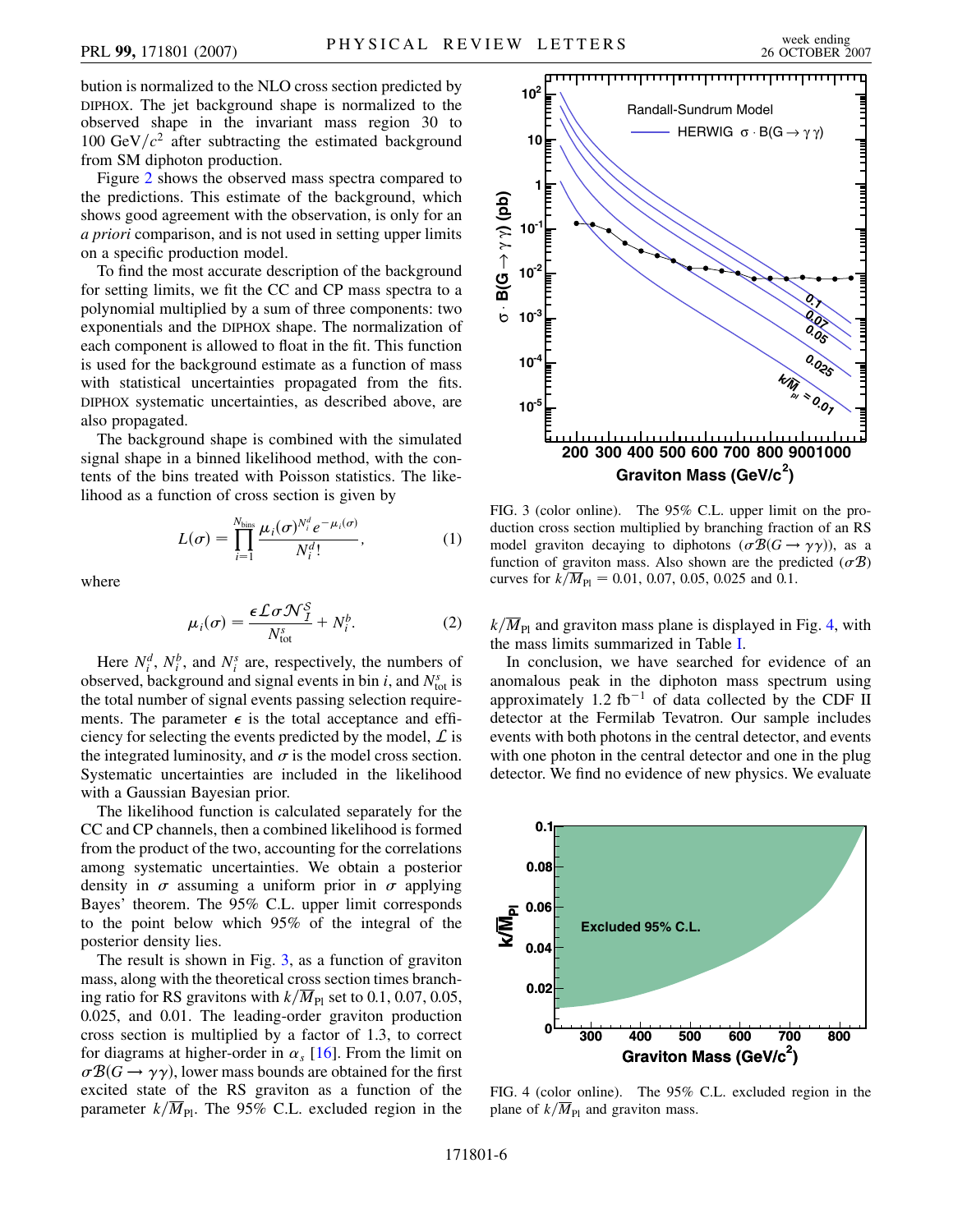bution is normalized to the NLO cross section predicted by DIPHOX. The jet background shape is normalized to the observed shape in the invariant mass region 30 to 100 GeV/$c^2$ after subtracting the estimated background from SM diphoton production.

Figure 2 shows the observed mass spectra compared to the predictions. This estimate of the background, which shows good agreement with the observation, is only for an *a priori* comparison, and is not used in setting upper limits on a specific production model.

To find the most accurate description of the background for setting limits, we fit the CC and CP mass spectra to a polynomial multiplied by a sum of three components: two exponentials and the DIPHOX shape. The normalization of each component is allowed to float in the fit. This function is used for the background estimate as a function of mass with statistical uncertainties propagated from the fits. DIPHOX systematic uncertainties, as described above, are also propagated.

The background shape is combined with the simulated signal shape in a binned likelihood method, with the contents of the bins treated with Poisson statistics. The likelihood as a function of cross section is given by

$$L(\sigma) = \prod_{i=1}^{N_{\text{bins}}} \frac{\mu_i(\sigma)^{N_i^d} e^{-\mu_i(\sigma)}}{N_i^d!}, \tag{1}$$

where

$$\mu_i(\sigma) = \frac{\epsilon \mathcal{L} \sigma \mathcal{N}_I^S}{N_{\text{tot}}^s} + N_i^b. \tag{2}$$

Here $N_i^d$, $N_i^b$, and $N_i^s$ are, respectively, the numbers of observed, background and signal events in bin $i$, and $N_{\text{tot}}^s$ is the total number of signal events passing selection requirements. The parameter $\epsilon$ is the total acceptance and efficiency for selecting the events predicted by the model, $\mathcal{L}$ is the integrated luminosity, and $\sigma$ is the model cross section. Systematic uncertainties are included in the likelihood with a Gaussian Bayesian prior.

The likelihood function is calculated separately for the CC and CP channels, then a combined likelihood is formed from the product of the two, accounting for the correlations among systematic uncertainties. We obtain a posterior density in $\sigma$ assuming a uniform prior in $\sigma$ applying Bayes' theorem. The 95% C.L. upper limit corresponds to the point below which 95% of the integral of the posterior density lies.

The result is shown in Fig. 3, as a function of graviton mass, along with the theoretical cross section times branching ratio for RS gravitons with $k/\overline{M}_{\text{Pl}}$ set to 0.1, 0.07, 0.05, 0.025, and 0.01. The leading-order graviton production cross section is multiplied by a factor of 1.3, to correct for diagrams at higher-order in $\alpha_s$ [16]. From the limit on $\sigma\mathcal{B}(G \to \gamma\gamma)$, lower mass bounds are obtained for the first excited state of the RS graviton as a function of the parameter $k/\overline{M}_{\text{Pl}}$. The 95% C.L. excluded region in the $k/\overline{M}_{\text{Pl}}$ and graviton mass plane is displayed in Fig. 4, with the mass limits summarized in Table I.

FIG. 3 (color online). The 95% C.L. upper limit on the production cross section multiplied by branching fraction of an RS model graviton decaying to diphotons ($\sigma\mathcal{B}(G \to \gamma\gamma)$), as a function of graviton mass. Also shown are the predicted ($\sigma\mathcal{B}$) curves for $k/\overline{M}_{\text{Pl}} = 0.01$, 0.07, 0.05, 0.025 and 0.1.

In conclusion, we have searched for evidence of an anomalous peak in the diphoton mass spectrum using approximately 1.2 fb$^{-1}$ of data collected by the CDF II detector at the Fermilab Tevatron. Our sample includes events with both photons in the central detector, and events with one photon in the central detector and one in the plug detector. We find no evidence of new physics. We evaluate

FIG. 4 (color online). The 95% C.L. excluded region in the plane of $k/\overline{M}_{\text{Pl}}$ and graviton mass.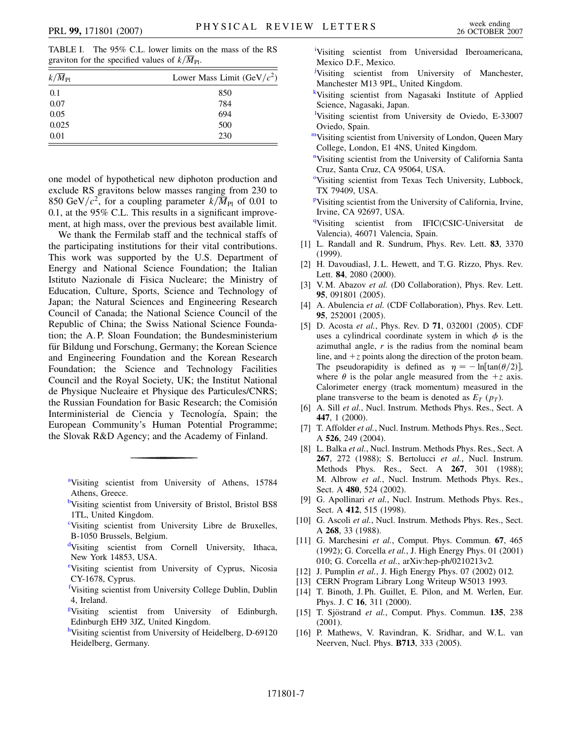TABLE I. The 95% C.L. lower limits on the mass of the RS graviton for the specified values of $k/\overline{M}_{\rm Pl}$.

| $k/\overline{M}_{\rm Pl}$ | Lower Mass Limit (GeV/$c^2$) |
| --- | --- |
| 0.1 | 850 |
| 0.07 | 784 |
| 0.05 | 694 |
| 0.025 | 500 |
| 0.01 | 230 |

one model of hypothetical new diphoton production and exclude RS gravitons below masses ranging from 230 to 850 GeV/$c^2$, for a coupling parameter $k/\overline{M}_{\rm Pl}$ of 0.01 to 0.1, at the 95% C.L. This results in a significant improvement, at high mass, over the previous best available limit.

We thank the Fermilab staff and the technical staffs of the participating institutions for their vital contributions. This work was supported by the U.S. Department of Energy and National Science Foundation; the Italian Istituto Nazionale di Fisica Nucleare; the Ministry of Education, Culture, Sports, Science and Technology of Japan; the Natural Sciences and Engineering Research Council of Canada; the National Science Council of the Republic of China; the Swiss National Science Foundation; the A. P. Sloan Foundation; the Bundesministerium für Bildung und Forschung, Germany; the Korean Science and Engineering Foundation and the Korean Research Foundation; the Science and Technology Facilities Council and the Royal Society, UK; the Institut National de Physique Nucleaire et Physique des Particules/CNRS; the Russian Foundation for Basic Research; the Comisión Interministerial de Ciencia y Tecnología, Spain; the European Community's Human Potential Programme; the Slovak R&D Agency; and the Academy of Finland.

---

[a]Visiting scientist from University of Athens, 15784 Athens, Greece.

[b]Visiting scientist from University of Bristol, Bristol BS8 1TL, United Kingdom.

[c]Visiting scientist from University Libre de Bruxelles, B-1050 Brussels, Belgium.

[d]Visiting scientist from Cornell University, Ithaca, New York 14853, USA.

[e]Visiting scientist from University of Cyprus, Nicosia CY-1678, Cyprus.

[f]Visiting scientist from University College Dublin, Dublin 4, Ireland.

[g]Visiting scientist from University of Edinburgh, Edinburgh EH9 3JZ, United Kingdom.

[h]Visiting scientist from University of Heidelberg, D-69120 Heidelberg, Germany.

[i]Visiting scientist from Universidad Iberoamericana, Mexico D.F., Mexico.

[j]Visiting scientist from University of Manchester, Manchester M13 9PL, United Kingdom.

[k]Visiting scientist from Nagasaki Institute of Applied Science, Nagasaki, Japan.

[l]Visiting scientist from University de Oviedo, E-33007 Oviedo, Spain.

[m]Visiting scientist from University of London, Queen Mary College, London, E1 4NS, United Kingdom.

[n]Visiting scientist from the University of California Santa Cruz, Santa Cruz, CA 95064, USA.

[o]Visiting scientist from Texas Tech University, Lubbock, TX 79409, USA.

[p]Visiting scientist from the University of California, Irvine, Irvine, CA 92697, USA.

[q]Visiting scientist from IFIC(CSIC-Universitat de Valencia), 46071 Valencia, Spain.

[1] L. Randall and R. Sundrum, Phys. Rev. Lett. **83**, 3370 (1999).

[2] H. Davoudiasl, J. L. Hewett, and T. G. Rizzo, Phys. Rev. Lett. **84**, 2080 (2000).

[3] V. M. Abazov *et al.* (D0 Collaboration), Phys. Rev. Lett. **95**, 091801 (2005).

[4] A. Abulencia *et al.* (CDF Collaboration), Phys. Rev. Lett. **95**, 252001 (2005).

[5] D. Acosta *et al.*, Phys. Rev. D **71**, 032001 (2005). CDF uses a cylindrical coordinate system in which $\phi$ is the azimuthal angle, $r$ is the radius from the nominal beam line, and $+z$ points along the direction of the proton beam. The pseudorapidity is defined as $\eta = -\ln[\tan(\theta/2)]$, where $\theta$ is the polar angle measured from the $+z$ axis. Calorimeter energy (track momentum) measured in the plane transverse to the beam is denoted as $E_T$ ($p_T$).

[6] A. Sill *et al.*, Nucl. Instrum. Methods Phys. Res., Sect. A **447**, 1 (2000).

[7] T. Affolder *et al.*, Nucl. Instrum. Methods Phys. Res., Sect. A **526**, 249 (2004).

[8] L. Balka *et al.*, Nucl. Instrum. Methods Phys. Res., Sect. A **267**, 272 (1988); S. Bertolucci *et al.*, Nucl. Instrum. Methods Phys. Res., Sect. A **267**, 301 (1988); M. Albrow *et al.*, Nucl. Instrum. Methods Phys. Res., Sect. A **480**, 524 (2002).

[9] G. Apollinari *et al.*, Nucl. Instrum. Methods Phys. Res., Sect. A **412**, 515 (1998).

[10] G. Ascoli *et al.*, Nucl. Instrum. Methods Phys. Res., Sect. A **268**, 33 (1988).

[11] G. Marchesini *et al.*, Comput. Phys. Commun. **67**, 465 (1992); G. Corcella *et al.*, J. High Energy Phys. 01 (2001) 010; G. Corcella *et al.*, arXiv:hep-ph/0210213v2.

[12] J. Pumplin *et al.*, J. High Energy Phys. 07 (2002) 012.

[13] CERN Program Library Long Writeup W5013 1993.

[14] T. Binoth, J. Ph. Guillet, E. Pilon, and M. Werlen, Eur. Phys. J. C **16**, 311 (2000).

[15] T. Sjöstrand *et al.*, Comput. Phys. Commun. **135**, 238 (2001).

[16] P. Mathews, V. Ravindran, K. Sridhar, and W. L. van Neerven, Nucl. Phys. **B713**, 333 (2005).